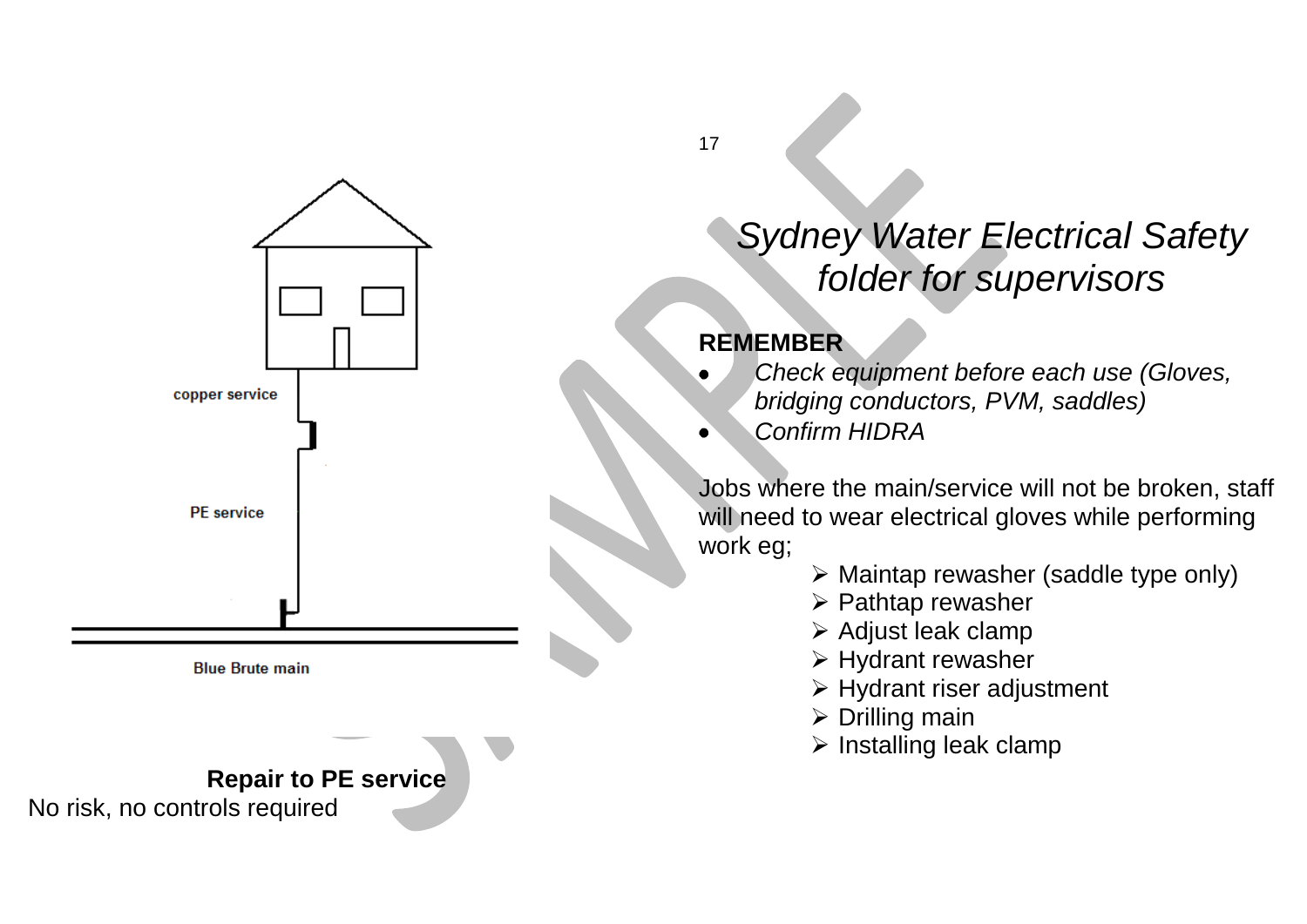copper service

PE service

Blue Brute main

**Repair to PE service**

No risk, no controls required

# *Sydney Water Electrical Safety folder for supervisors*

**REMEMBER**

- *Check equipment before each use (Gloves, bridging conductors, PVM, saddles)*
- *Confirm HIDRA*

Jobs where the main/service will not be broken, staff will need to wear electrical gloves while performing work eg;

- Maintap rewasher (saddle type only)
- Pathtap rewasher
- Adjust leak clamp
- Hydrant rewasher
- Hydrant riser adjustment
- Drilling main
- Installing leak clamp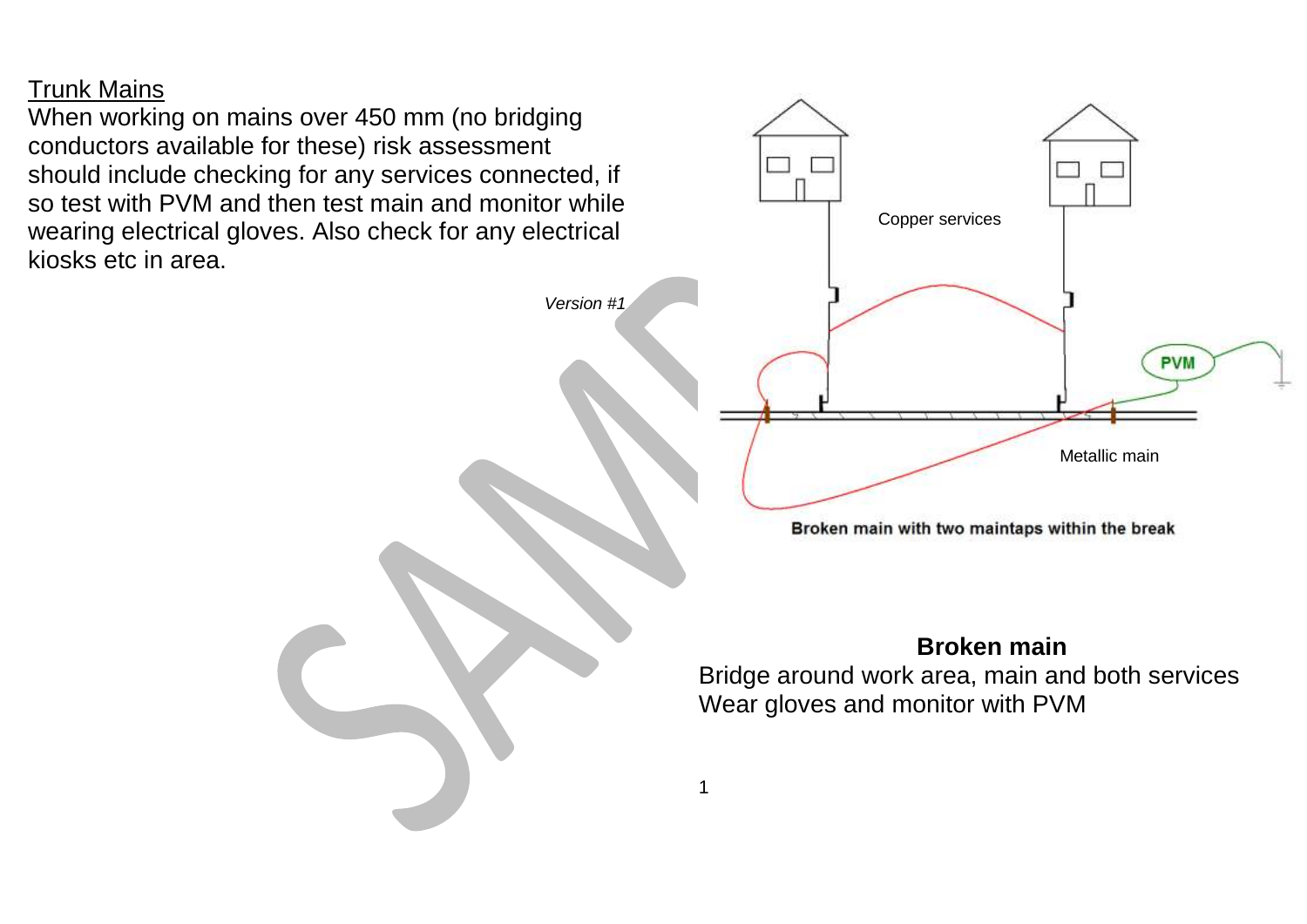Trunk Mains

When working on mains over 450 mm (no bridging conductors available for these) risk assessment should include checking for any services connected, if so test with PVM and then test main and monitor while wearing electrical gloves. Also check for any electrical kiosks etc in area.

*Version #1*

Copper services

PVM

Metallic main

**Broken main with two maintaps within the break**

**Broken main**

Bridge around work area, main and both services
Wear gloves and monitor with PVM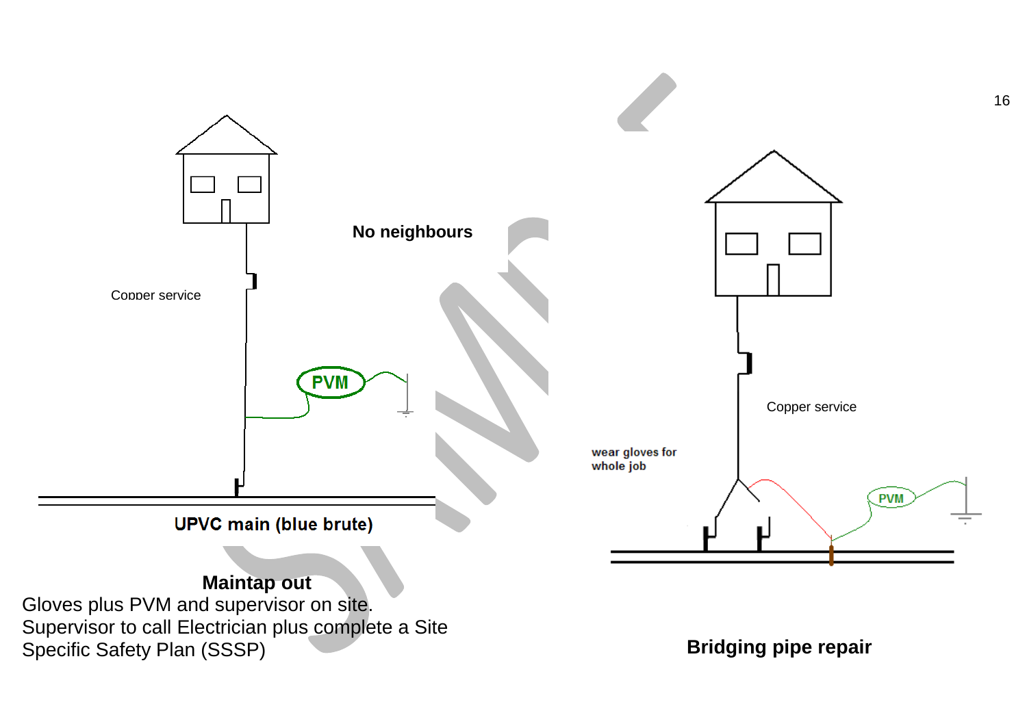No neighbours

Copper service

PVM

UPVC main (blue brute)

**Maintap out**

Gloves plus PVM and supervisor on site.
Supervisor to call Electrician plus complete a Site Specific Safety Plan (SSSP)

Copper service

wear gloves for whole job

PVM

**Bridging pipe repair**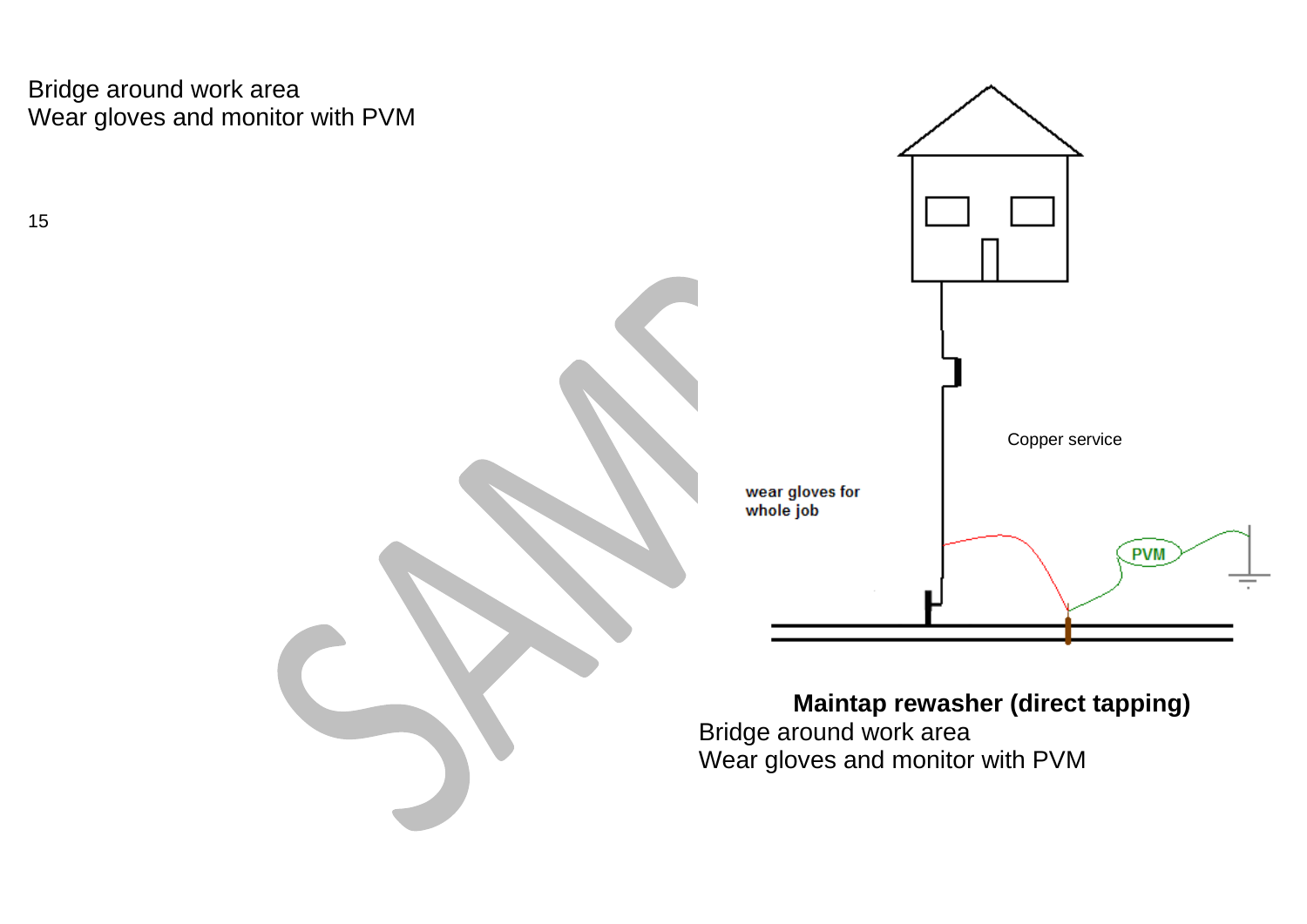Bridge around work area
Wear gloves and monitor with PVM

15

Copper service

wear gloves for whole job

PVM

**Maintap rewasher (direct tapping)**

Bridge around work area
Wear gloves and monitor with PVM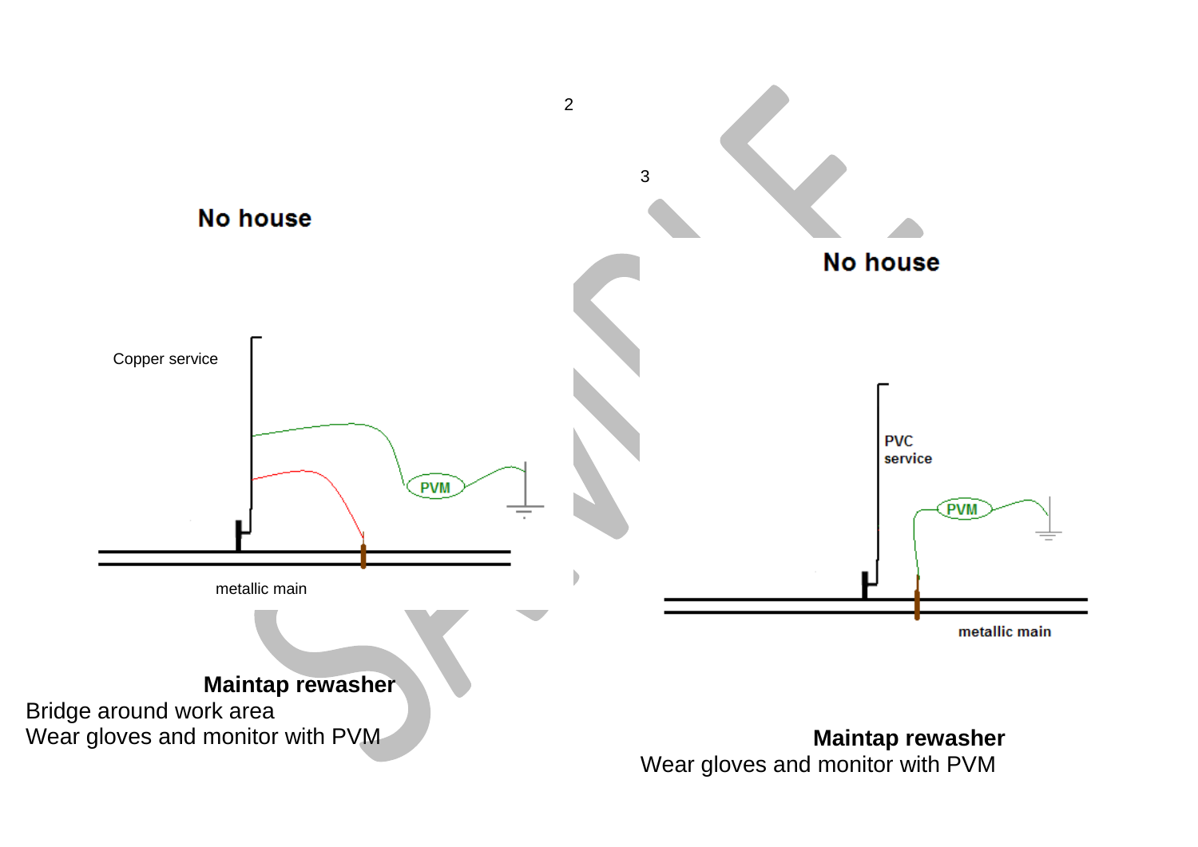2

3

No house

Copper service

PVM

metallic main

**Maintap rewasher**
Bridge around work area
Wear gloves and monitor with PVM

No house

PVC
service

PVM

metallic main

**Maintap rewasher**
Wear gloves and monitor with PVM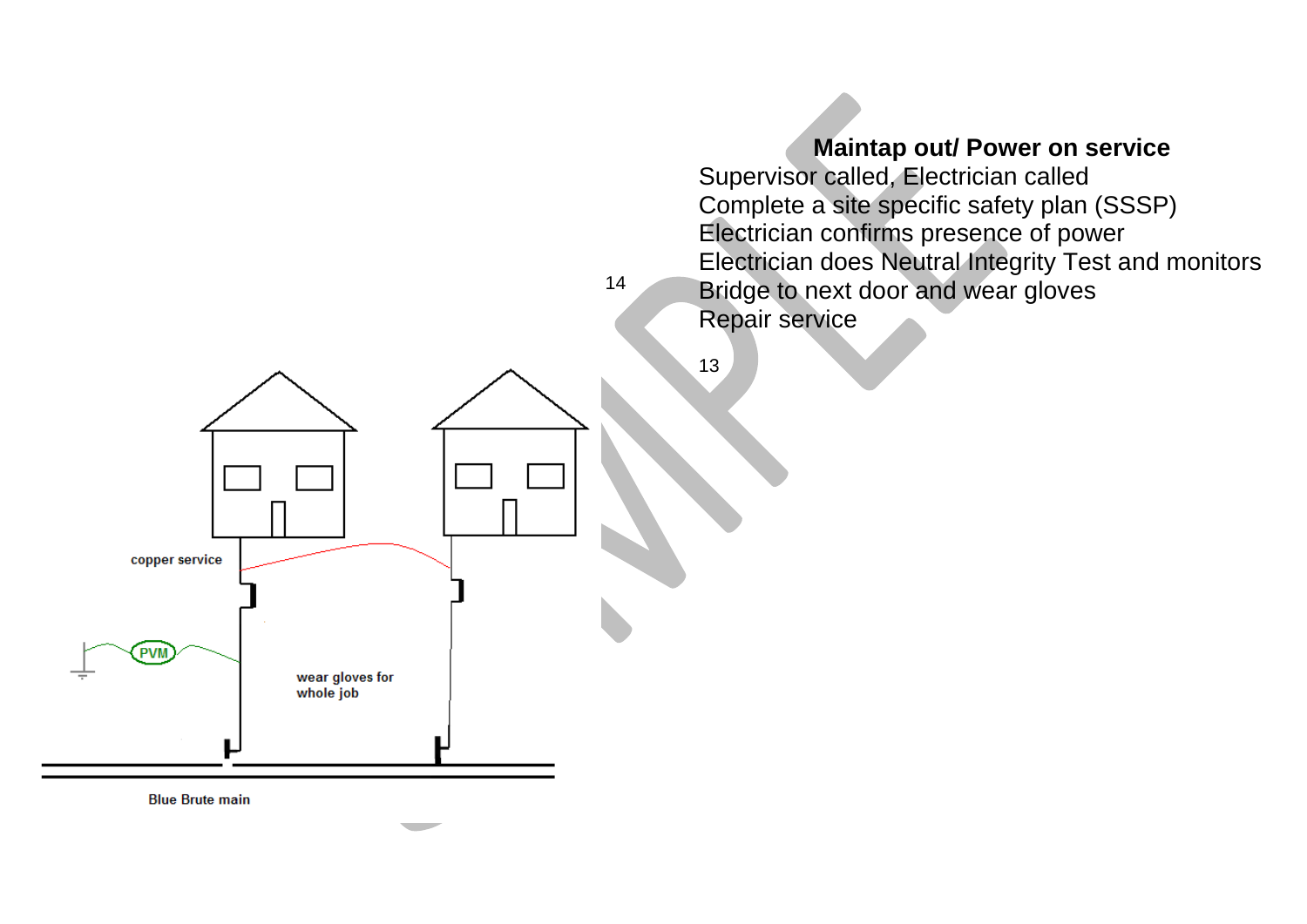**Maintap out/ Power on service**

Supervisor called, Electrician called
Complete a site specific safety plan (SSSP)
Electrician confirms presence of power
Electrician does Neutral Integrity Test and monitors
Bridge to next door and wear gloves
Repair service

copper service

PVM

wear gloves for whole job

Blue Brute main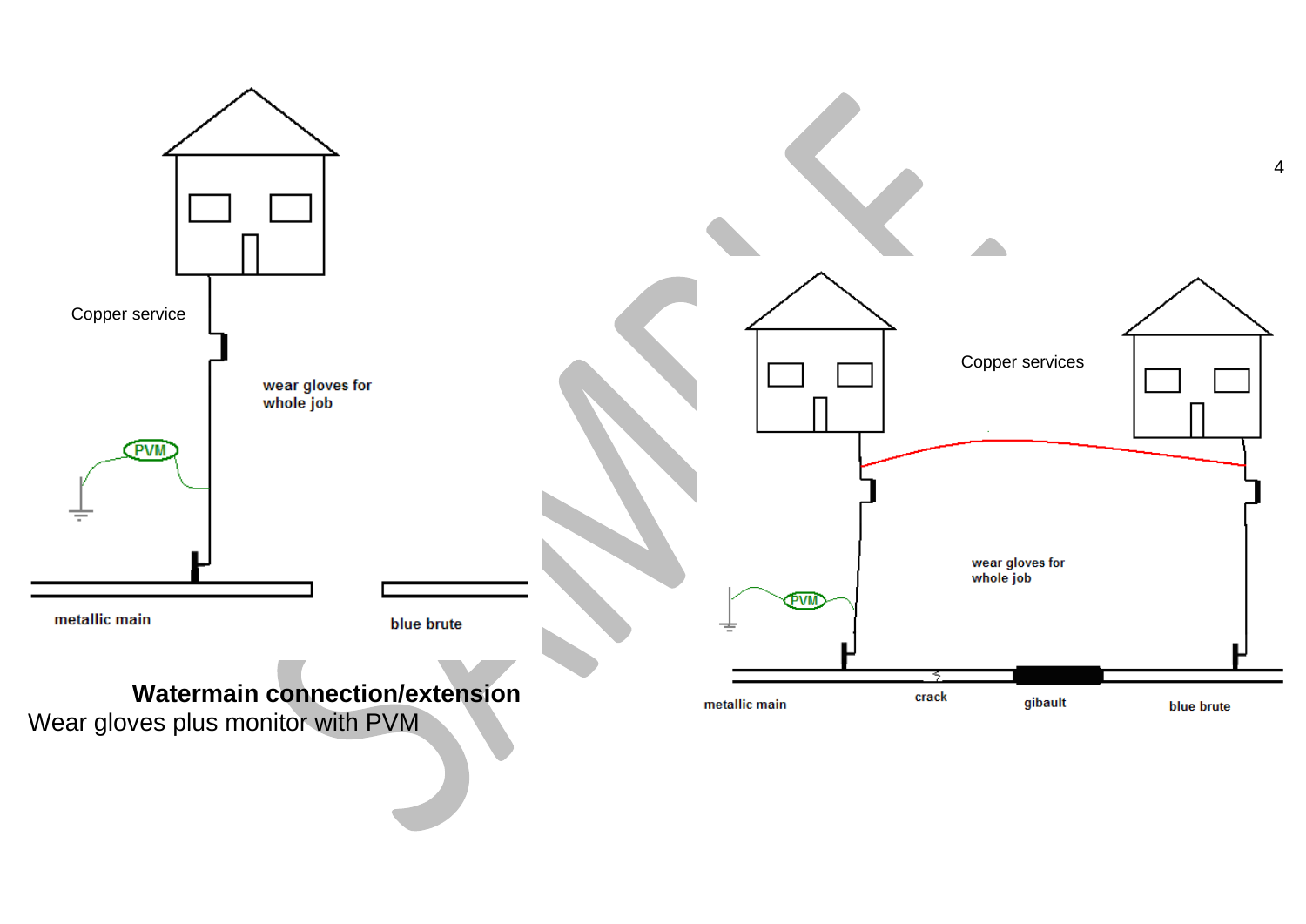**Watermain connection/extension**

Wear gloves plus monitor with PVM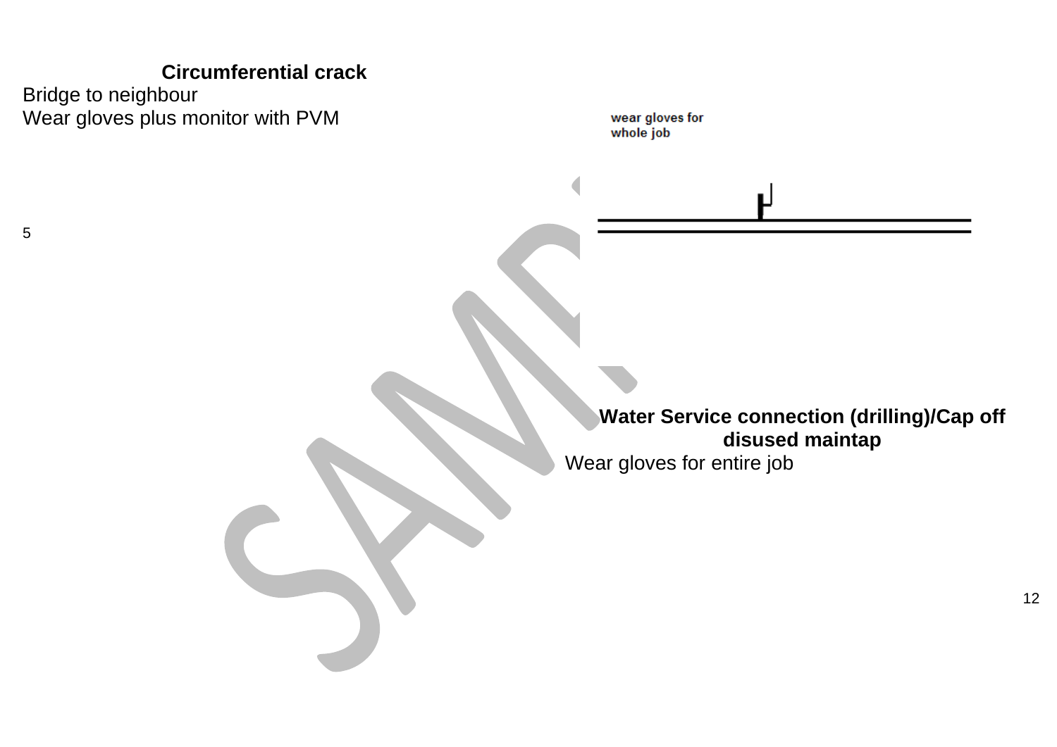## Circumferential crack

Bridge to neighbour
Wear gloves plus monitor with PVM

5

wear gloves for
whole job

## Water Service connection (drilling)/Cap off disused maintap

Wear gloves for entire job

12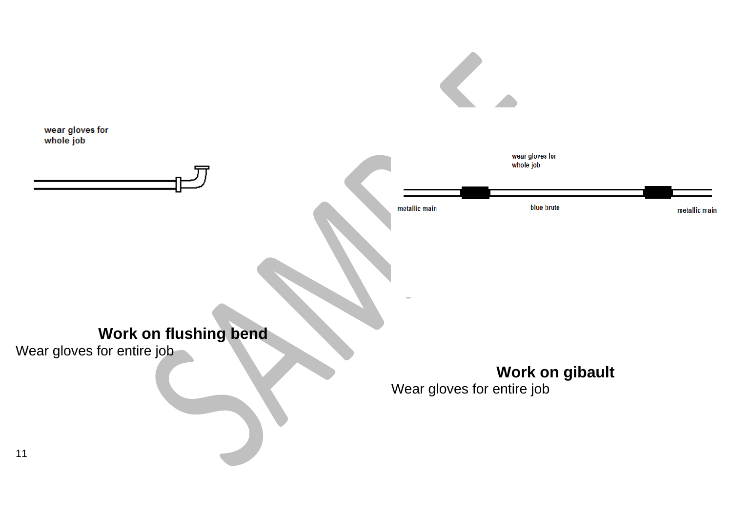wear gloves for
whole job

## Work on flushing bend

Wear gloves for entire job

wear gloves for
whole job

metallic main

blue brute

metallic main

## Work on gibault

Wear gloves for entire job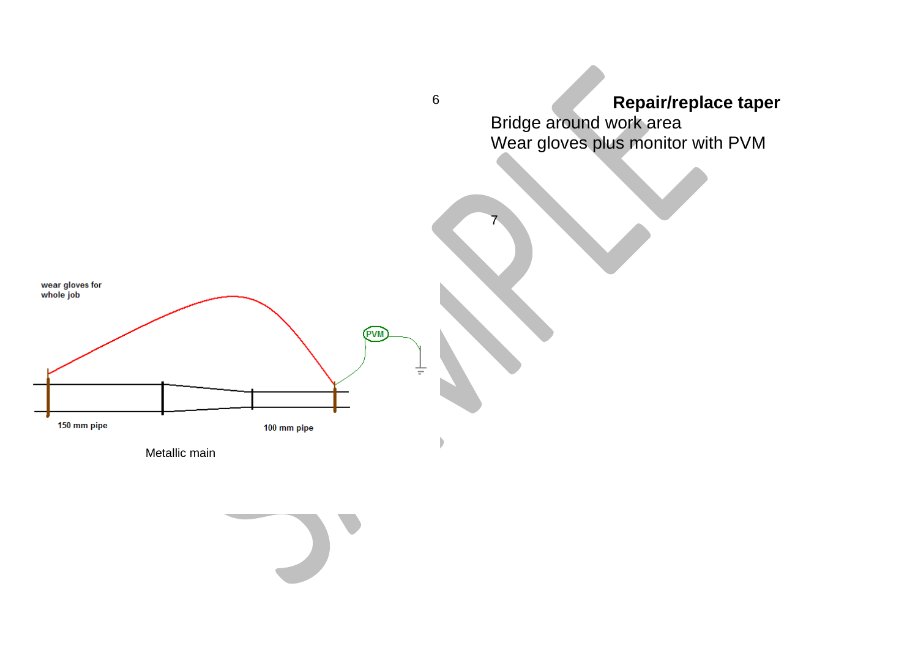6

**Repair/replace taper**

Bridge around work area
Wear gloves plus monitor with PVM

7

wear gloves for whole job

PVM

150 mm pipe

100 mm pipe

Metallic main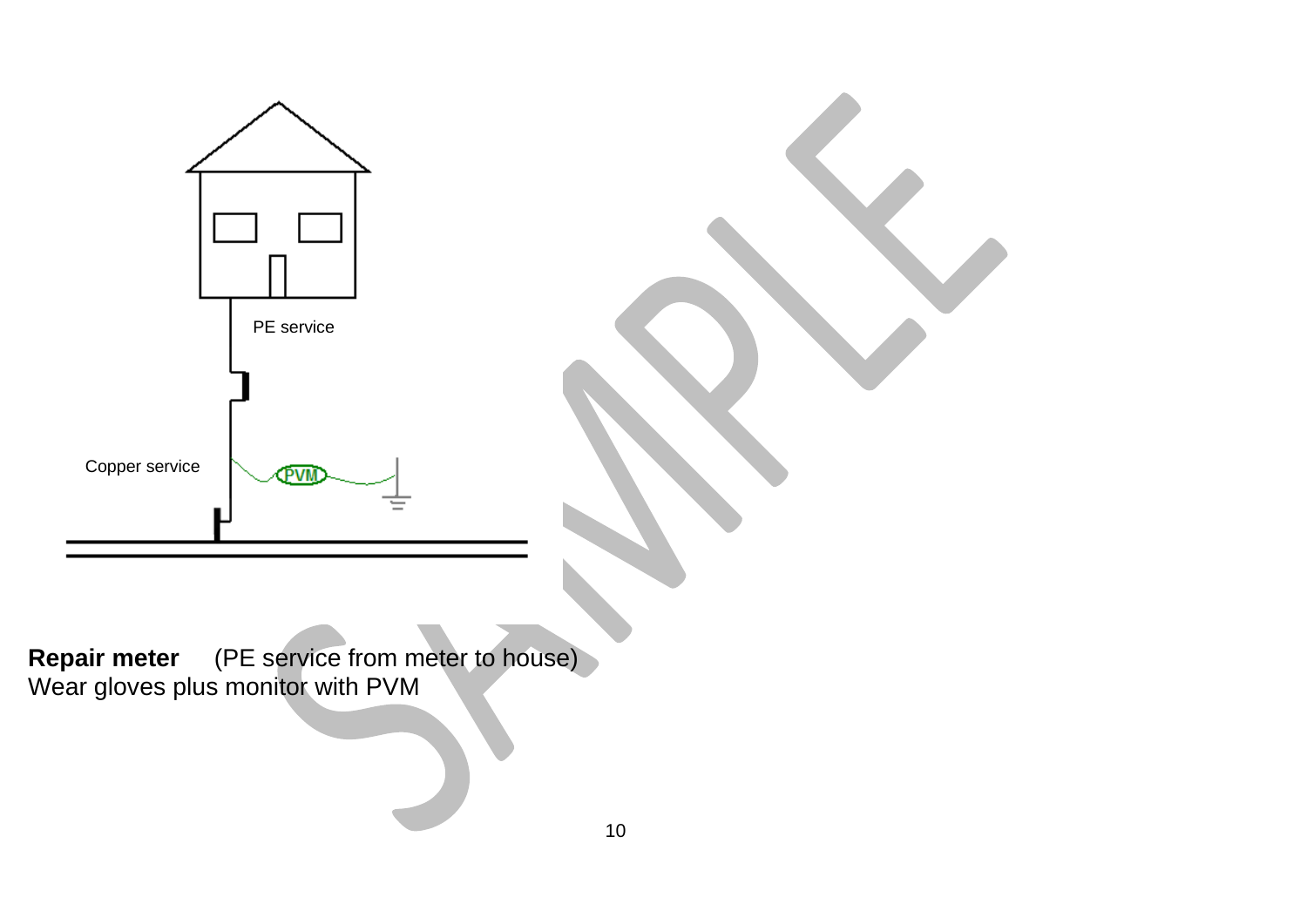PE service

Copper service

PVM

**Repair meter** (PE service from meter to house)
Wear gloves plus monitor with PVM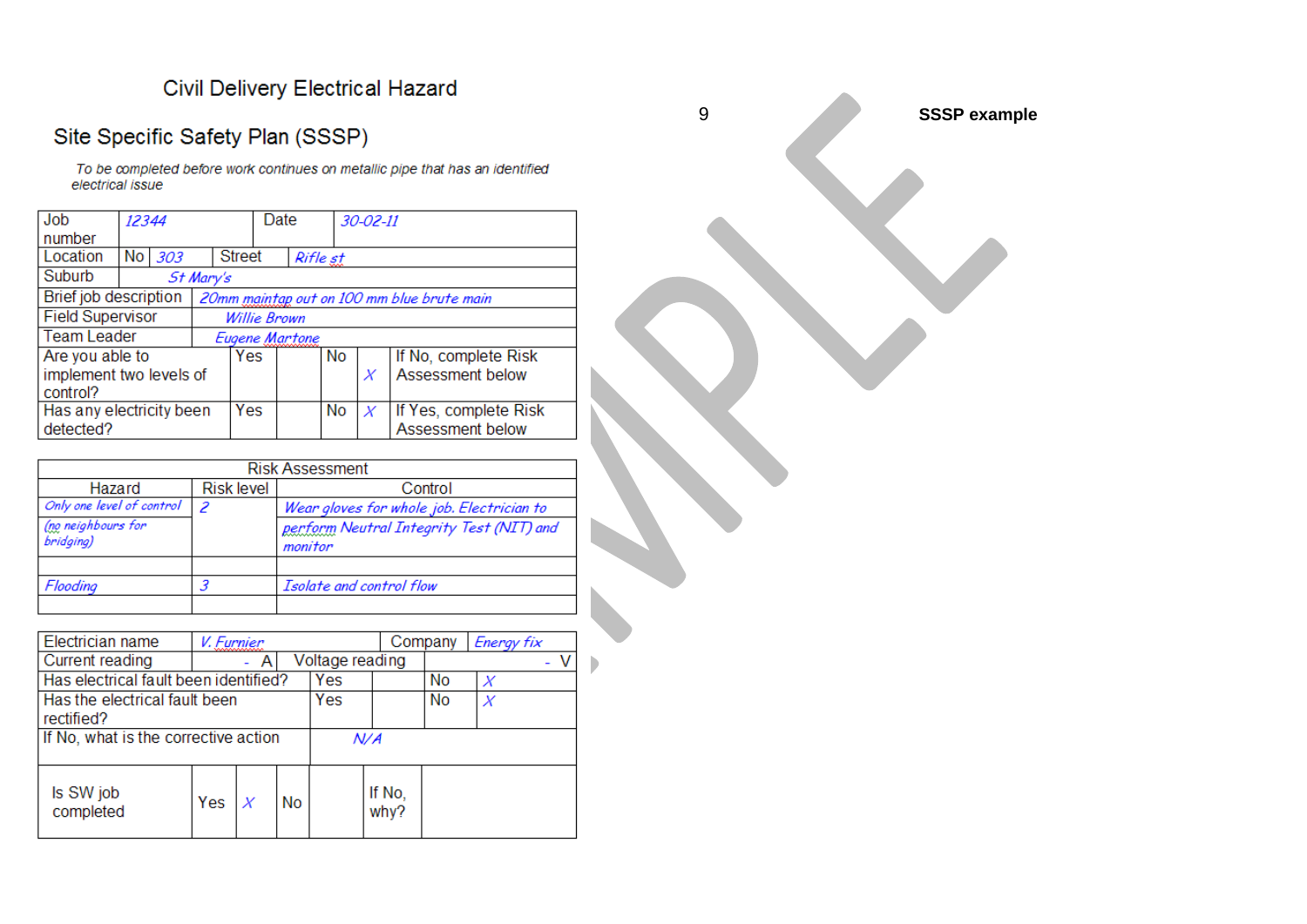# Civil Delivery Electrical Hazard

## Site Specific Safety Plan (SSSP)

*To be completed before work continues on metallic pipe that has an identified electrical issue*

**SSSP example**

| Job number | 12344 | Date | 30-02-11 |
|---|---|---|---|
| Location | No 303 | Street | Rifle st |
| Suburb | St Mary's | | |
| Brief job description | 20mm maintap out on 100 mm blue brute main | | |
| Field Supervisor | Willie Brown | | |
| Team Leader | Eugene Martone | | |

| Question | Yes | | No | | Note |
|---|---|---|---|---|---|
| Are you able to implement two levels of control? | Yes | | No | X | If No, complete Risk Assessment below |
| Has any electricity been detected? | Yes | | No | X | If Yes, complete Risk Assessment below |

| Risk Assessment | | |
|---|---|---|
| **Hazard** | **Risk level** | **Control** |
| Only one level of control | 2 | Wear gloves for whole job. Electrician to |
| (no neighbours for bridging) | | perform Neutral Integrity Test (NIT) and monitor |
| | | |
| Flooding | 3 | Isolate and control flow |
| | | |

| Electrician name | V. Furnier | | Company | Energy fix | |
|---|---|---|---|---|---|
| Current reading | - A | Voltage reading | | | - V |
| Has electrical fault been identified? | | Yes | | No | X |
| Has the electrical fault been rectified? | | Yes | | No | X |
| If No, what is the corrective action | | N/A | | | |

| Is SW job completed | Yes | X | No | | If No, why? | |
|---|---|---|---|---|---|---|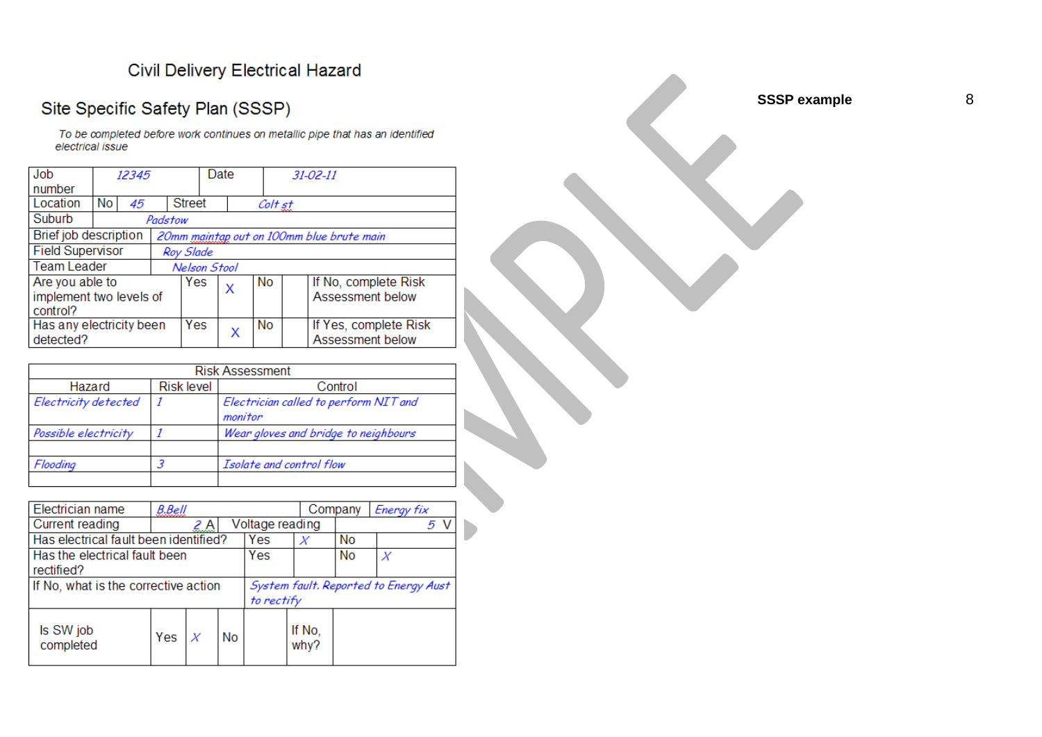# Civil Delivery Electrical Hazard

## Site Specific Safety Plan (SSSP)

**SSSP example**

*To be completed before work continues on metallic pipe that has an identified electrical issue*

| Job number | *12345* | Date | *31-02-11* | | | |
|---|---|---|---|---|---|---|
| Location | No | *45* | Street | *Colt st* | | |
| Suburb | *Padstow* | | | | | |
| Brief job description | *20mm maintap out on 100mm blue brute main* | | | | | |
| Field Supervisor | *Roy Slade* | | | | | |
| Team Leader | *Nelson Stool* | | | | | |
| Are you able to implement two levels of control? | Yes | X | No | | If No, complete Risk Assessment below | |
| Has any electricity been detected? | Yes | X | No | | If Yes, complete Risk Assessment below | |

| Risk Assessment | | |
|---|---|---|
| Hazard | Risk level | Control |
| *Electricity detected* | *1* | *Electrician called to perform NIT and monitor* |
| *Possible electricity* | *1* | *Wear gloves and bridge to neighbours* |
| | | |
| *Flooding* | *3* | *Isolate and control flow* |
| | | |

| Electrician name | *B.Bell* | | Company | *Energy fix* | |
|---|---|---|---|---|---|
| Current reading | *2* A | Voltage reading | | *5* V | |
| Has electrical fault been identified? | | Yes | *X* | No | |
| Has the electrical fault been rectified? | | Yes | | No | *X* |
| If No, what is the corrective action | | *System fault. Reported to Energy Aust to rectify* | | | |

| Is SW job completed | Yes | *X* | No | | If No, why? | |
|---|---|---|---|---|---|---|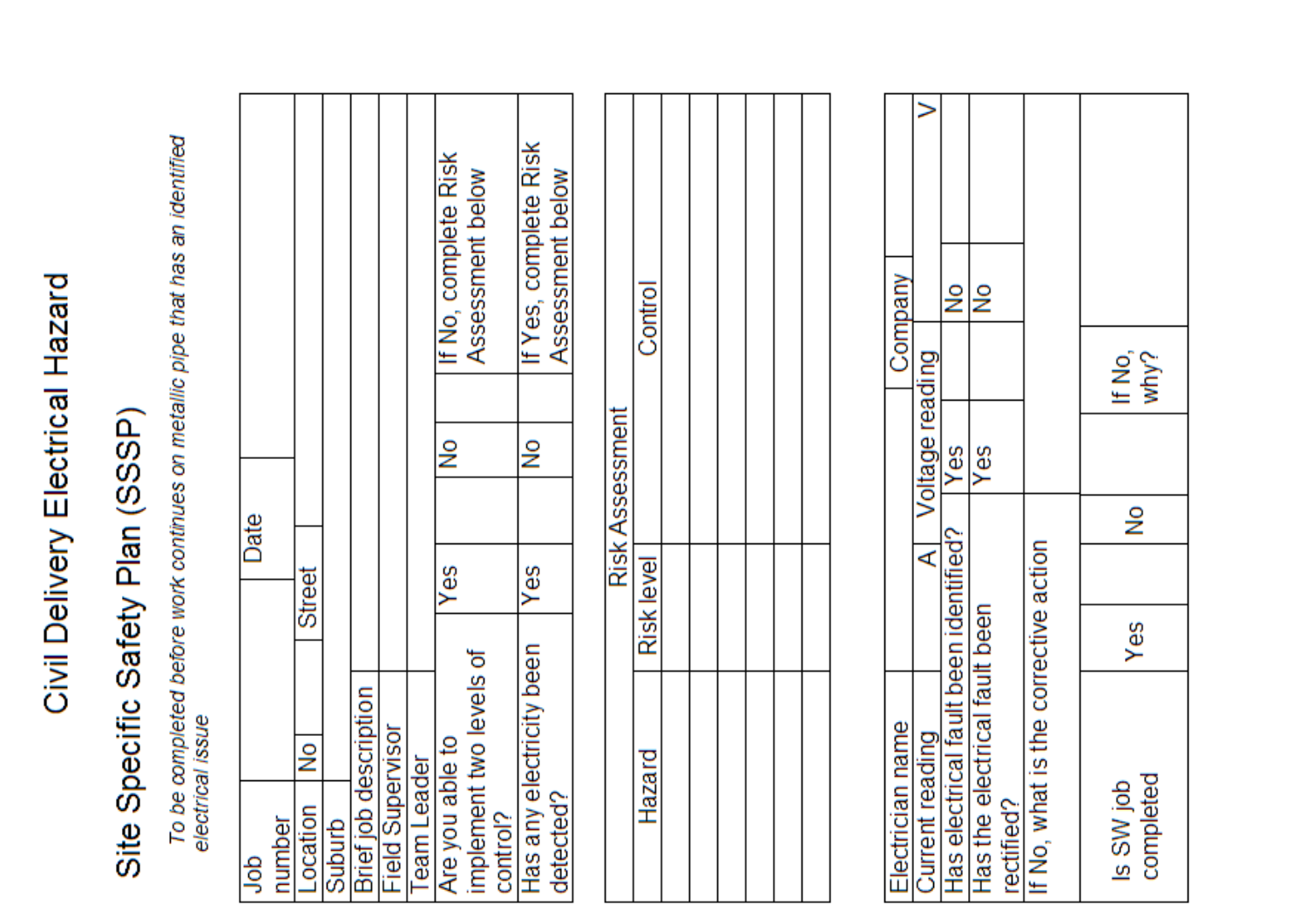# Civil Delivery Electrical Hazard

## Site Specific Safety Plan (SSSP)

*To be completed before work continues on metallic pipe that has an identified electrical issue*

| Job number | | Date | |
|---|---|---|---|
| Location | No | Street | |
| Suburb | | | |
| Brief job description | | | |
| Field Supervisor | | | |
| Team Leader | | | |
| Are you able to implement two levels of control? | Yes | No | If No, complete Risk Assessment below |
| Has any electricity been detected? | Yes | No | If Yes, complete Risk Assessment below |

| Risk Assessment | | |
|---|---|---|
| Hazard | Risk level | Control |
| | | |
| | | |
| | | |
| | | |
| | | |
| | | |
| | | |

| Electrician name | | Company | |
|---|---|---|---|
| Current reading | A | Voltage reading | V |
| Has electrical fault been identified? | Yes | No | |
| Has the electrical fault been rectified? | Yes | No | |
| If No, what is the corrective action | | | |
| Is SW job completed | Yes | No | If No, why? |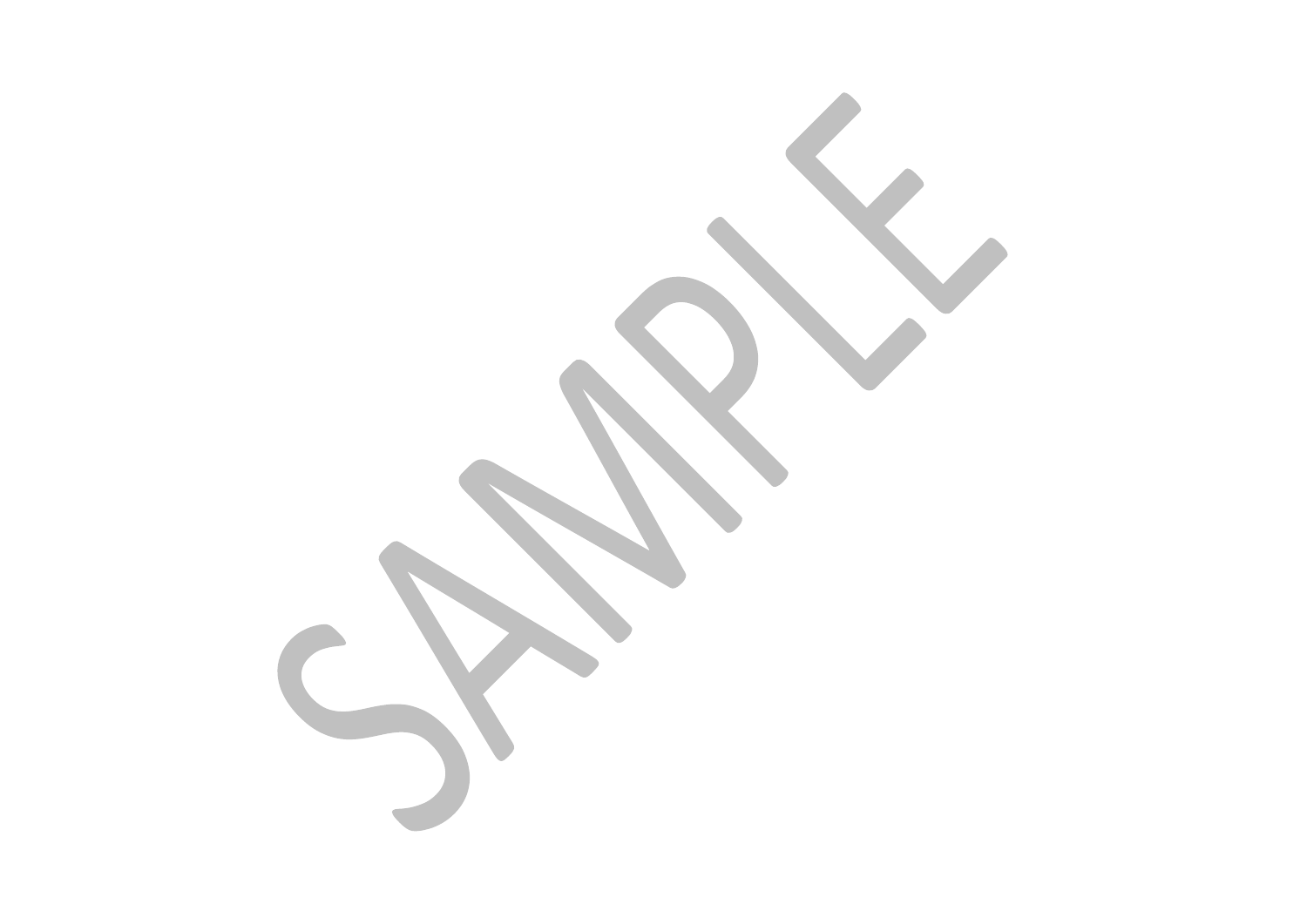SAMPLE